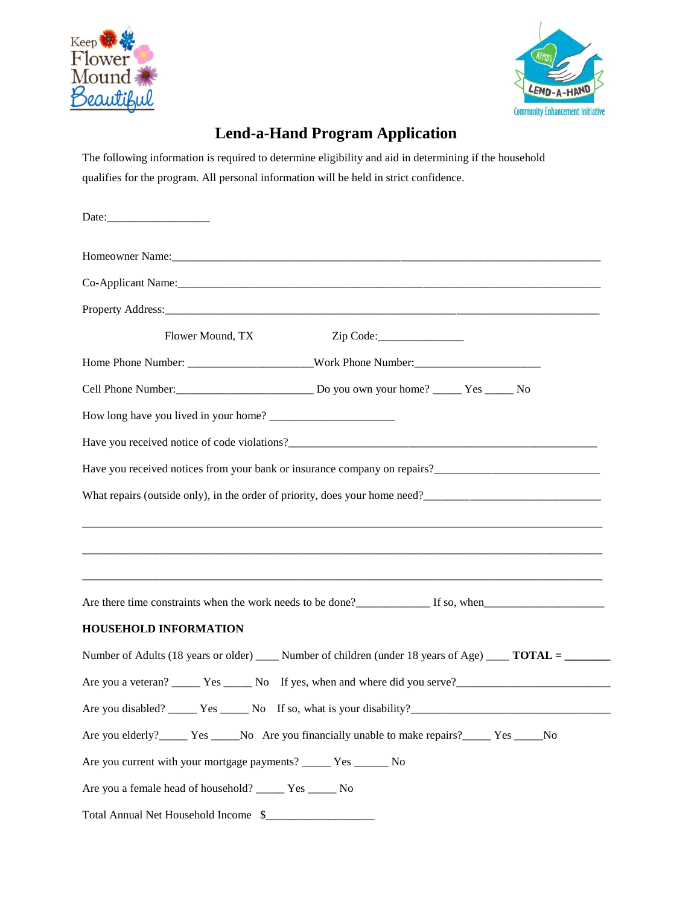Keep Flower Mound Beautiful

LEND-A-HAND Community Enhancement Initiative

# Lend-a-Hand Program Application

The following information is required to determine eligibility and aid in determining if the household qualifies for the program. All personal information will be held in strict confidence.

Date:__________________

Homeowner Name:___________________________________________________________________________

Co-Applicant Name:_________________________________________________________________________

Property Address:__________________________________________________________________________

Flower Mound, TX Zip Code:_______________

Home Phone Number: _____________________Work Phone Number:_____________________

Cell Phone Number:________________________ Do you own your home? _____ Yes _____ No

How long have you lived in your home? _____________________

Have you received notice of code violations?_______________________________________________________

Have you received notices from your bank or insurance company on repairs?_____________________________

What repairs (outside only), in the order of priority, does your home need?_______________________________

_____________________________________________________________________________________________

_____________________________________________________________________________________________

_____________________________________________________________________________________________

Are there time constraints when the work needs to be done?_____________ If so, when_____________________

**HOUSEHOLD INFORMATION**

Number of Adults (18 years or older) ____ Number of children (under 18 years of Age) ____ **TOTAL = ________**

Are you a veteran? _____ Yes _____ No If yes, when and where did you serve?___________________________

Are you disabled? _____ Yes _____ No If so, what is your disability?___________________________________

Are you elderly?_____ Yes _____No Are you financially unable to make repairs?_____ Yes _____No

Are you current with your mortgage payments? _____ Yes ______ No

Are you a female head of household? _____ Yes _____ No

Total Annual Net Household Income $___________________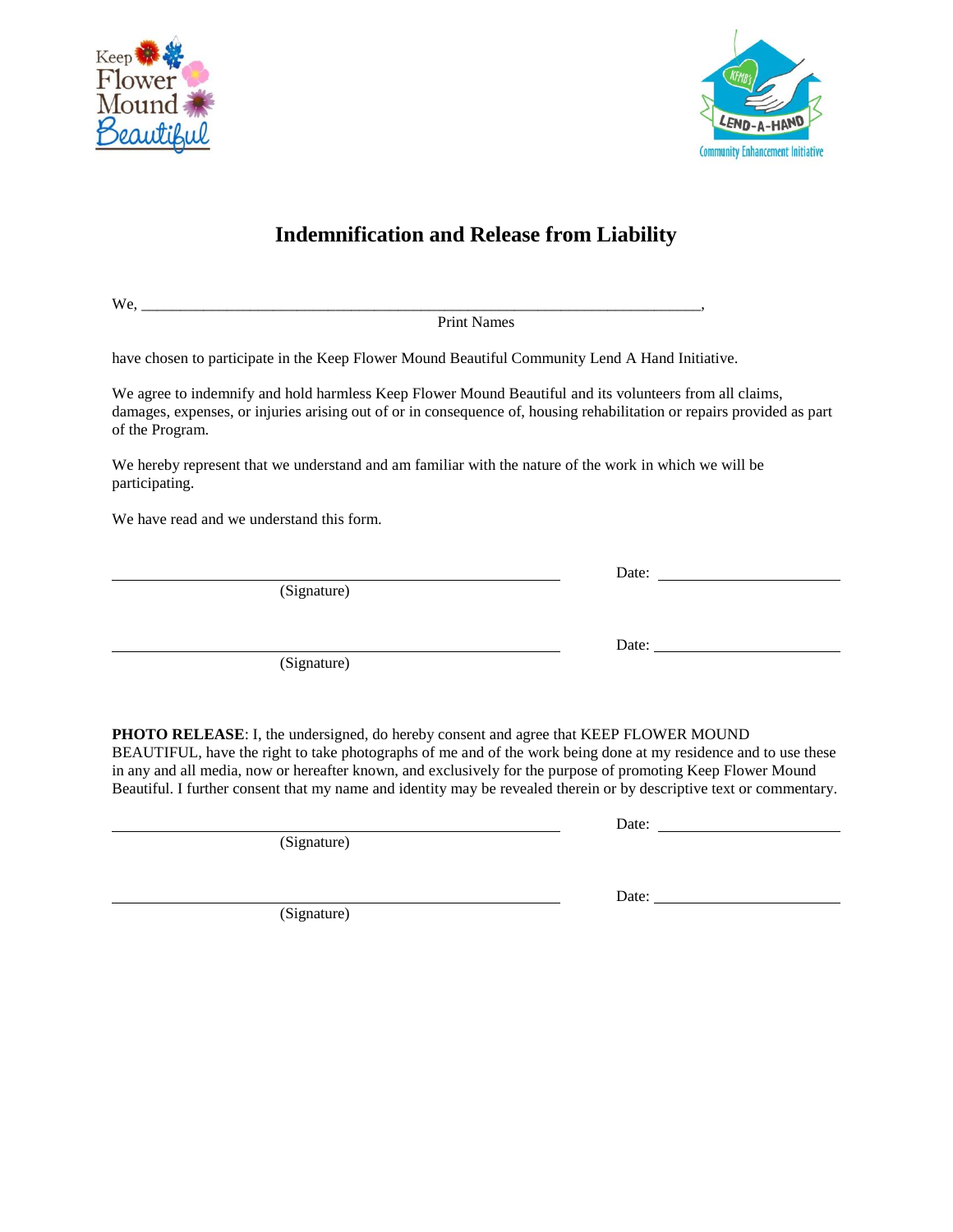# Indemnification and Release from Liability

We, ___________________________________________________________________________,
Print Names

have chosen to participate in the Keep Flower Mound Beautiful Community Lend A Hand Initiative.

We agree to indemnify and hold harmless Keep Flower Mound Beautiful and its volunteers from all claims, damages, expenses, or injuries arising out of or in consequence of, housing rehabilitation or repairs provided as part of the Program.

We hereby represent that we understand and am familiar with the nature of the work in which we will be participating.

We have read and we understand this form.

_______________________________________ Date: ____________________
(Signature)

_______________________________________ Date: ____________________
(Signature)

**PHOTO RELEASE**: I, the undersigned, do hereby consent and agree that KEEP FLOWER MOUND BEAUTIFUL, have the right to take photographs of me and of the work being done at my residence and to use these in any and all media, now or hereafter known, and exclusively for the purpose of promoting Keep Flower Mound Beautiful. I further consent that my name and identity may be revealed therein or by descriptive text or commentary.

_______________________________________ Date: ____________________
(Signature)

_______________________________________ Date: ____________________
(Signature)